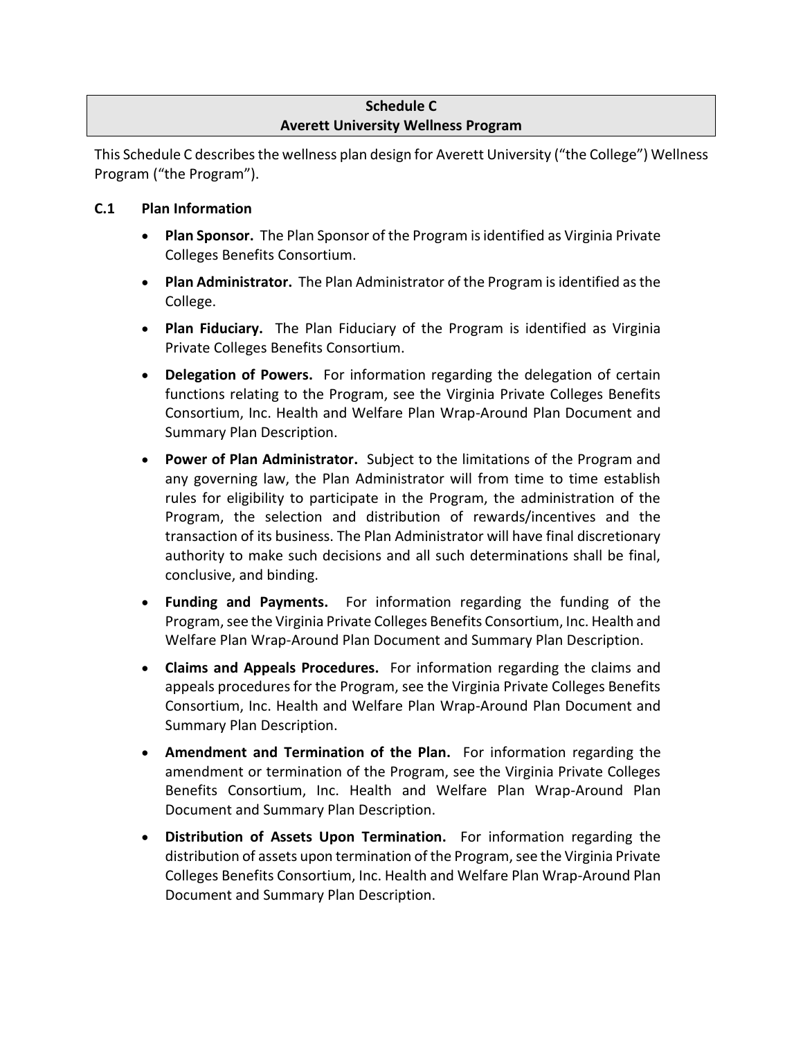## Schedule C
## Averett University Wellness Program

This Schedule C describes the wellness plan design for Averett University ("the College") Wellness Program ("the Program").

### C.1 Plan Information

- **Plan Sponsor.** The Plan Sponsor of the Program is identified as Virginia Private Colleges Benefits Consortium.
- **Plan Administrator.** The Plan Administrator of the Program is identified as the College.
- **Plan Fiduciary.** The Plan Fiduciary of the Program is identified as Virginia Private Colleges Benefits Consortium.
- **Delegation of Powers.** For information regarding the delegation of certain functions relating to the Program, see the Virginia Private Colleges Benefits Consortium, Inc. Health and Welfare Plan Wrap-Around Plan Document and Summary Plan Description.
- **Power of Plan Administrator.** Subject to the limitations of the Program and any governing law, the Plan Administrator will from time to time establish rules for eligibility to participate in the Program, the administration of the Program, the selection and distribution of rewards/incentives and the transaction of its business. The Plan Administrator will have final discretionary authority to make such decisions and all such determinations shall be final, conclusive, and binding.
- **Funding and Payments.** For information regarding the funding of the Program, see the Virginia Private Colleges Benefits Consortium, Inc. Health and Welfare Plan Wrap-Around Plan Document and Summary Plan Description.
- **Claims and Appeals Procedures.** For information regarding the claims and appeals procedures for the Program, see the Virginia Private Colleges Benefits Consortium, Inc. Health and Welfare Plan Wrap-Around Plan Document and Summary Plan Description.
- **Amendment and Termination of the Plan.** For information regarding the amendment or termination of the Program, see the Virginia Private Colleges Benefits Consortium, Inc. Health and Welfare Plan Wrap-Around Plan Document and Summary Plan Description.
- **Distribution of Assets Upon Termination.** For information regarding the distribution of assets upon termination of the Program, see the Virginia Private Colleges Benefits Consortium, Inc. Health and Welfare Plan Wrap-Around Plan Document and Summary Plan Description.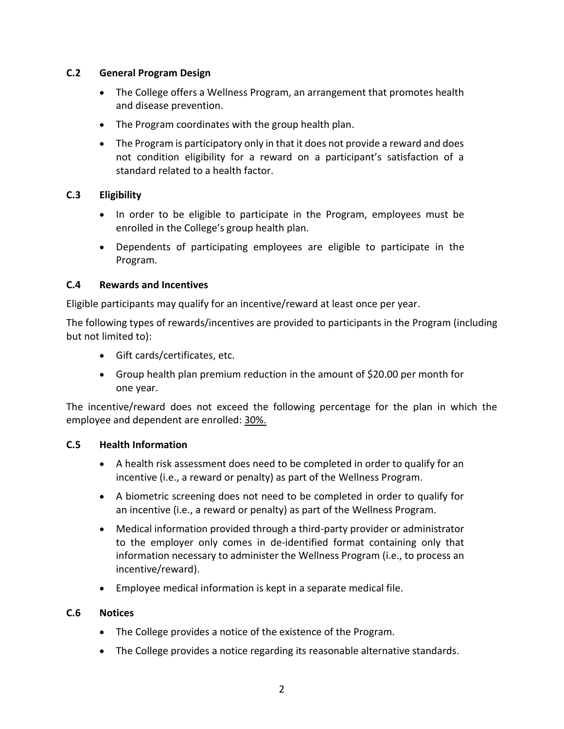### C.2 General Program Design

- The College offers a Wellness Program, an arrangement that promotes health and disease prevention.
- The Program coordinates with the group health plan.
- The Program is participatory only in that it does not provide a reward and does not condition eligibility for a reward on a participant's satisfaction of a standard related to a health factor.

### C.3 Eligibility

- In order to be eligible to participate in the Program, employees must be enrolled in the College's group health plan.
- Dependents of participating employees are eligible to participate in the Program.

### C.4 Rewards and Incentives

Eligible participants may qualify for an incentive/reward at least once per year.

The following types of rewards/incentives are provided to participants in the Program (including but not limited to):

- Gift cards/certificates, etc.
- Group health plan premium reduction in the amount of $20.00 per month for one year.

The incentive/reward does not exceed the following percentage for the plan in which the employee and dependent are enrolled: <u>30%.</u>

### C.5 Health Information

- A health risk assessment does need to be completed in order to qualify for an incentive (i.e., a reward or penalty) as part of the Wellness Program.
- A biometric screening does not need to be completed in order to qualify for an incentive (i.e., a reward or penalty) as part of the Wellness Program.
- Medical information provided through a third-party provider or administrator to the employer only comes in de-identified format containing only that information necessary to administer the Wellness Program (i.e., to process an incentive/reward).
- Employee medical information is kept in a separate medical file.

### C.6 Notices

- The College provides a notice of the existence of the Program.
- The College provides a notice regarding its reasonable alternative standards.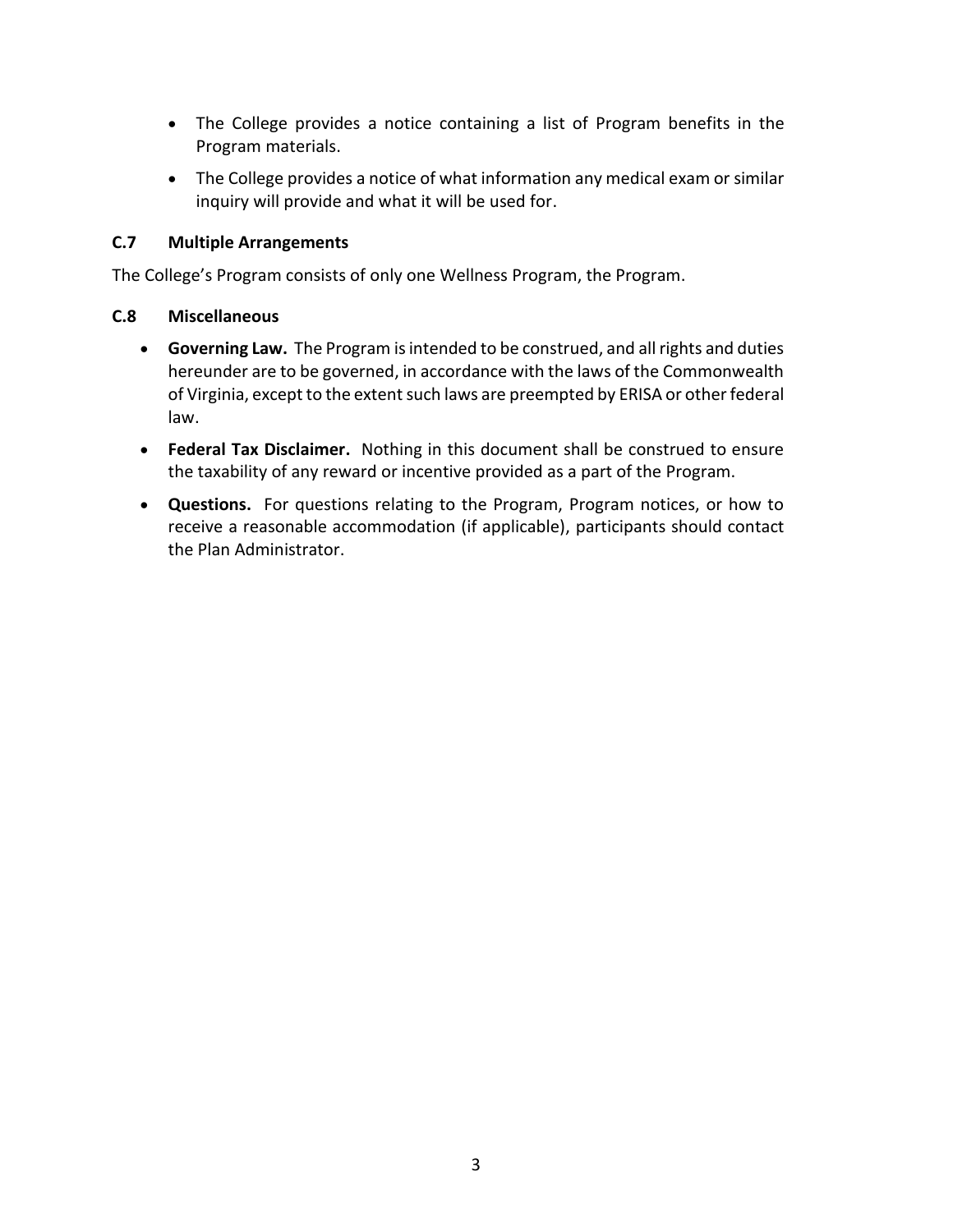- The College provides a notice containing a list of Program benefits in the Program materials.
- The College provides a notice of what information any medical exam or similar inquiry will provide and what it will be used for.

### C.7 Multiple Arrangements

The College's Program consists of only one Wellness Program, the Program.

### C.8 Miscellaneous

- **Governing Law.** The Program is intended to be construed, and all rights and duties hereunder are to be governed, in accordance with the laws of the Commonwealth of Virginia, except to the extent such laws are preempted by ERISA or other federal law.
- **Federal Tax Disclaimer.** Nothing in this document shall be construed to ensure the taxability of any reward or incentive provided as a part of the Program.
- **Questions.** For questions relating to the Program, Program notices, or how to receive a reasonable accommodation (if applicable), participants should contact the Plan Administrator.